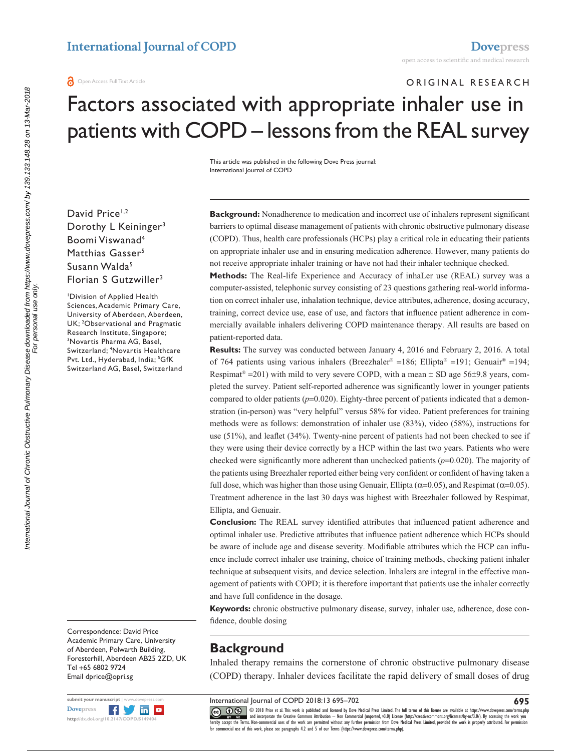Original Research

# Factors associated with appropriate inhaler use in patients with COPD – lessons from the REAL survey

This article was published in the following Dove Press journal:
International Journal of COPD

David Price[1,2]
Dorothy L Keininger[3]
Boomi Viswanad[4]
Matthias Gasser[5]
Susann Walda[5]
Florian S Gutzwiller[3]

[1]Division of Applied Health Sciences, Academic Primary Care, University of Aberdeen, Aberdeen, UK; [2]Observational and Pragmatic Research Institute, Singapore; [3]Novartis Pharma AG, Basel, Switzerland; [4]Novartis Healthcare Pvt. Ltd., Hyderabad, India; [5]GfK Switzerland AG, Basel, Switzerland

Correspondence: David Price
Academic Primary Care, University of Aberdeen, Polwarth Building, Foresterhill, Aberdeen AB25 2ZD, UK
Tel +65 6802 9724
Email dprice@opri.sg

**Background:** Nonadherence to medication and incorrect use of inhalers represent significant barriers to optimal disease management of patients with chronic obstructive pulmonary disease (COPD). Thus, health care professionals (HCPs) play a critical role in educating their patients on appropriate inhaler use and in ensuring medication adherence. However, many patients do not receive appropriate inhaler training or have not had their inhaler technique checked.

**Methods:** The Real-life Experience and Accuracy of inhaLer use (REAL) survey was a computer-assisted, telephonic survey consisting of 23 questions gathering real-world information on correct inhaler use, inhalation technique, device attributes, adherence, dosing accuracy, training, correct device use, ease of use, and factors that influence patient adherence in commercially available inhalers delivering COPD maintenance therapy. All results are based on patient-reported data.

**Results:** The survey was conducted between January 4, 2016 and February 2, 2016. A total of 764 patients using various inhalers (Breezhaler® =186; Ellipta® =191; Genuair® =194; Respimat® =201) with mild to very severe COPD, with a mean ± SD age 56±9.8 years, completed the survey. Patient self-reported adherence was significantly lower in younger patients compared to older patients ($p$=0.020). Eighty-three percent of patients indicated that a demonstration (in-person) was "very helpful" versus 58% for video. Patient preferences for training methods were as follows: demonstration of inhaler use (83%), video (58%), instructions for use (51%), and leaflet (34%). Twenty-nine percent of patients had not been checked to see if they were using their device correctly by a HCP within the last two years. Patients who were checked were significantly more adherent than unchecked patients ($p$=0.020). The majority of the patients using Breezhaler reported either being very confident or confident of having taken a full dose, which was higher than those using Genuair, Ellipta ($\alpha$=0.05), and Respimat ($\alpha$=0.05). Treatment adherence in the last 30 days was highest with Breezhaler followed by Respimat, Ellipta, and Genuair.

**Conclusion:** The REAL survey identified attributes that influenced patient adherence and optimal inhaler use. Predictive attributes that influence patient adherence which HCPs should be aware of include age and disease severity. Modifiable attributes which the HCP can influence include correct inhaler use training, choice of training methods, checking patient inhaler technique at subsequent visits, and device selection. Inhalers are integral in the effective management of patients with COPD; it is therefore important that patients use the inhaler correctly and have full confidence in the dosage.

**Keywords:** chronic obstructive pulmonary disease, survey, inhaler use, adherence, dose confidence, double dosing

## Background

Inhaled therapy remains the cornerstone of chronic obstructive pulmonary disease (COPD) therapy. Inhaler devices facilitate the rapid delivery of small doses of drug

© 2018 Price et al. This work is published and licensed by Dove Medical Press Limited. The full terms of this license are available at https://www.dovepress.com/terms.php and incorporate the Creative Commons Attribution – Non Commercial (unported, v3.0) License (http://creativecommons.org/licenses/by-nc/3.0/). By accessing the work you hereby accept the Terms. Non-commercial uses of the work are permitted without any further permission from Dove Medical Press Limited, provided the work is properly attributed. For permission for commercial use of this work, please see paragraphs 4.2 and 5 of our Terms (https://www.dovepress.com/terms.php).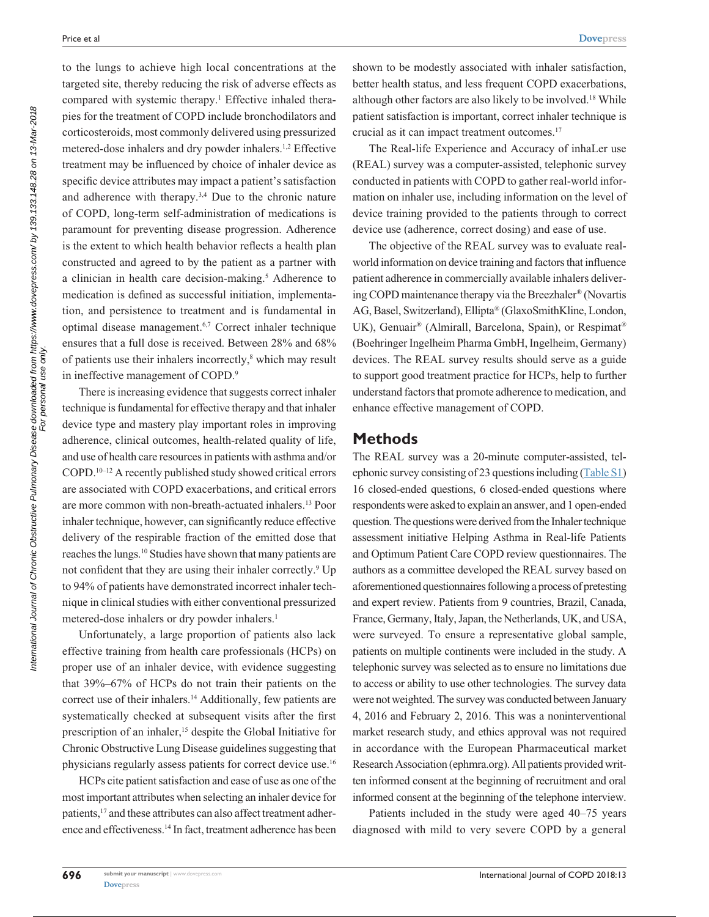to the lungs to achieve high local concentrations at the targeted site, thereby reducing the risk of adverse effects as compared with systemic therapy.[1] Effective inhaled therapies for the treatment of COPD include bronchodilators and corticosteroids, most commonly delivered using pressurized metered-dose inhalers and dry powder inhalers.[1,2] Effective treatment may be influenced by choice of inhaler device as specific device attributes may impact a patient's satisfaction and adherence with therapy.[3,4] Due to the chronic nature of COPD, long-term self-administration of medications is paramount for preventing disease progression. Adherence is the extent to which health behavior reflects a health plan constructed and agreed to by the patient as a partner with a clinician in health care decision-making.[5] Adherence to medication is defined as successful initiation, implementation, and persistence to treatment and is fundamental in optimal disease management.[6,7] Correct inhaler technique ensures that a full dose is received. Between 28% and 68% of patients use their inhalers incorrectly,[8] which may result in ineffective management of COPD.[9]

There is increasing evidence that suggests correct inhaler technique is fundamental for effective therapy and that inhaler device type and mastery play important roles in improving adherence, clinical outcomes, health-related quality of life, and use of health care resources in patients with asthma and/or COPD.[10–12] A recently published study showed critical errors are associated with COPD exacerbations, and critical errors are more common with non-breath-actuated inhalers.[13] Poor inhaler technique, however, can significantly reduce effective delivery of the respirable fraction of the emitted dose that reaches the lungs.[10] Studies have shown that many patients are not confident that they are using their inhaler correctly.[9] Up to 94% of patients have demonstrated incorrect inhaler technique in clinical studies with either conventional pressurized metered-dose inhalers or dry powder inhalers.[1]

Unfortunately, a large proportion of patients also lack effective training from health care professionals (HCPs) on proper use of an inhaler device, with evidence suggesting that 39%–67% of HCPs do not train their patients on the correct use of their inhalers.[14] Additionally, few patients are systematically checked at subsequent visits after the first prescription of an inhaler,[15] despite the Global Initiative for Chronic Obstructive Lung Disease guidelines suggesting that physicians regularly assess patients for correct device use.[16]

HCPs cite patient satisfaction and ease of use as one of the most important attributes when selecting an inhaler device for patients,[17] and these attributes can also affect treatment adherence and effectiveness.[14] In fact, treatment adherence has been shown to be modestly associated with inhaler satisfaction, better health status, and less frequent COPD exacerbations, although other factors are also likely to be involved.[18] While patient satisfaction is important, correct inhaler technique is crucial as it can impact treatment outcomes.[17]

The Real-life Experience and Accuracy of inhaLer use (REAL) survey was a computer-assisted, telephonic survey conducted in patients with COPD to gather real-world information on inhaler use, including information on the level of device training provided to the patients through to correct device use (adherence, correct dosing) and ease of use.

The objective of the REAL survey was to evaluate real-world information on device training and factors that influence patient adherence in commercially available inhalers delivering COPD maintenance therapy via the Breezhaler® (Novartis AG, Basel, Switzerland), Ellipta® (GlaxoSmithKline, London, UK), Genuair® (Almirall, Barcelona, Spain), or Respimat® (Boehringer Ingelheim Pharma GmbH, Ingelheim, Germany) devices. The REAL survey results should serve as a guide to support good treatment practice for HCPs, help to further understand factors that promote adherence to medication, and enhance effective management of COPD.

## Methods

The REAL survey was a 20-minute computer-assisted, telephonic survey consisting of 23 questions including (Table S1) 16 closed-ended questions, 6 closed-ended questions where respondents were asked to explain an answer, and 1 open-ended question. The questions were derived from the Inhaler technique assessment initiative Helping Asthma in Real-life Patients and Optimum Patient Care COPD review questionnaires. The authors as a committee developed the REAL survey based on aforementioned questionnaires following a process of pretesting and expert review. Patients from 9 countries, Brazil, Canada, France, Germany, Italy, Japan, the Netherlands, UK, and USA, were surveyed. To ensure a representative global sample, patients on multiple continents were included in the study. A telephonic survey was selected as to ensure no limitations due to access or ability to use other technologies. The survey data were not weighted. The survey was conducted between January 4, 2016 and February 2, 2016. This was a noninterventional market research study, and ethics approval was not required in accordance with the European Pharmaceutical market Research Association (ephmra.org). All patients provided written informed consent at the beginning of recruitment and oral informed consent at the beginning of the telephone interview.

Patients included in the study were aged 40–75 years diagnosed with mild to very severe COPD by a general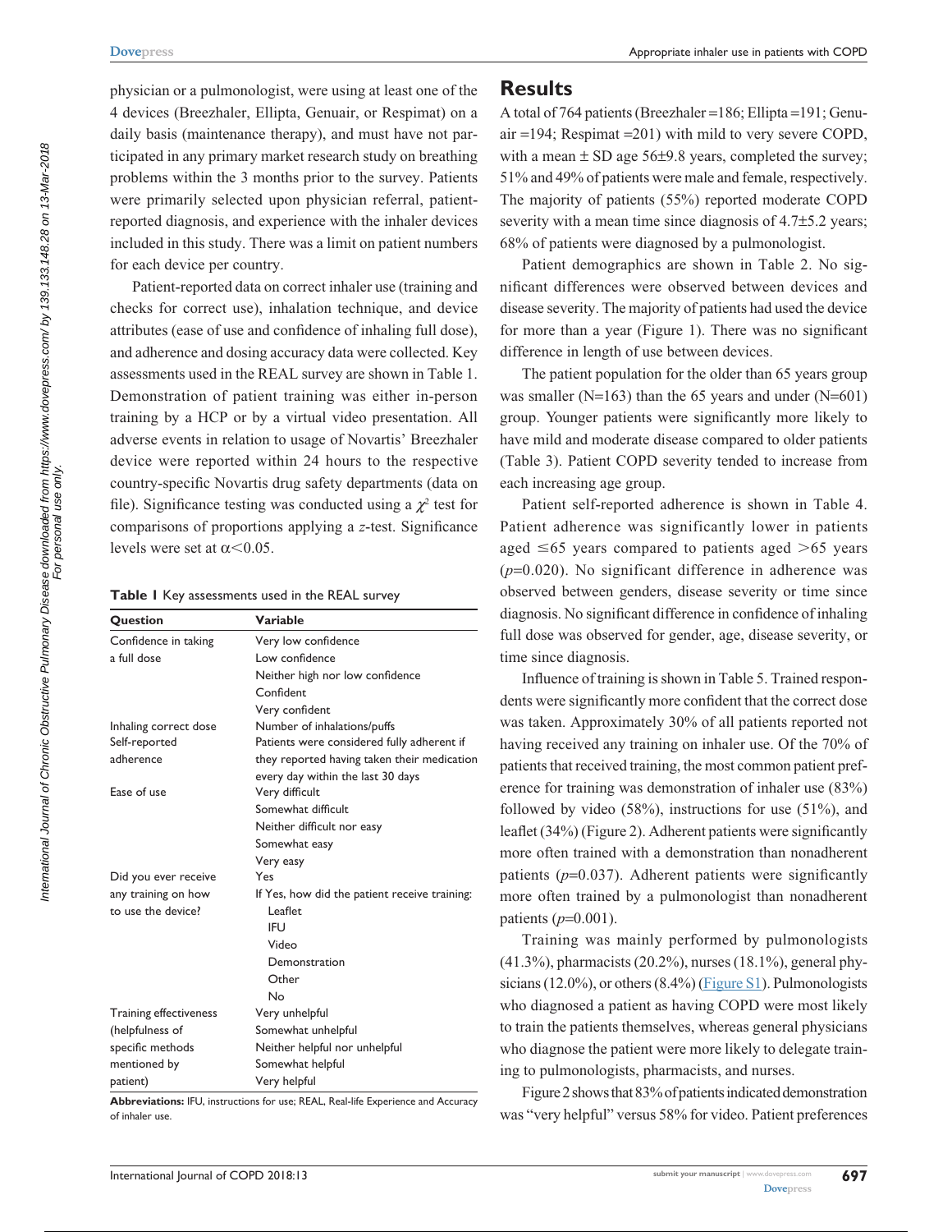physician or a pulmonologist, were using at least one of the 4 devices (Breezhaler, Ellipta, Genuair, or Respimat) on a daily basis (maintenance therapy), and must have not participated in any primary market research study on breathing problems within the 3 months prior to the survey. Patients were primarily selected upon physician referral, patient-reported diagnosis, and experience with the inhaler devices included in this study. There was a limit on patient numbers for each device per country.

Patient-reported data on correct inhaler use (training and checks for correct use), inhalation technique, and device attributes (ease of use and confidence of inhaling full dose), and adherence and dosing accuracy data were collected. Key assessments used in the REAL survey are shown in Table 1. Demonstration of patient training was either in-person training by a HCP or by a virtual video presentation. All adverse events in relation to usage of Novartis' Breezhaler device were reported within 24 hours to the respective country-specific Novartis drug safety departments (data on file). Significance testing was conducted using a $\chi^2$ test for comparisons of proportions applying a $z$-test. Significance levels were set at $\alpha<0.05$.

**Table 1** Key assessments used in the REAL survey

| Question | Variable |
|---|---|
| Confidence in taking a full dose | Very low confidence<br>Low confidence<br>Neither high nor low confidence<br>Confident<br>Very confident |
| Inhaling correct dose | Number of inhalations/puffs |
| Self-reported adherence | Patients were considered fully adherent if they reported having taken their medication every day within the last 30 days |
| Ease of use | Very difficult<br>Somewhat difficult<br>Neither difficult nor easy<br>Somewhat easy<br>Very easy |
| Did you ever receive any training on how to use the device? | Yes<br>If Yes, how did the patient receive training:<br>Leaflet<br>IFU<br>Video<br>Demonstration<br>Other<br>No |
| Training effectiveness (helpfulness of specific methods mentioned by patient) | Very unhelpful<br>Somewhat unhelpful<br>Neither helpful nor unhelpful<br>Somewhat helpful<br>Very helpful |

**Abbreviations:** IFU, instructions for use; REAL, Real-life Experience and Accuracy of inhaler use.

## Results

A total of 764 patients (Breezhaler =186; Ellipta =191; Genuair =194; Respimat =201) with mild to very severe COPD, with a mean ± SD age 56±9.8 years, completed the survey; 51% and 49% of patients were male and female, respectively. The majority of patients (55%) reported moderate COPD severity with a mean time since diagnosis of 4.7±5.2 years; 68% of patients were diagnosed by a pulmonologist.

Patient demographics are shown in Table 2. No significant differences were observed between devices and disease severity. The majority of patients had used the device for more than a year (Figure 1). There was no significant difference in length of use between devices.

The patient population for the older than 65 years group was smaller (N=163) than the 65 years and under (N=601) group. Younger patients were significantly more likely to have mild and moderate disease compared to older patients (Table 3). Patient COPD severity tended to increase from each increasing age group.

Patient self-reported adherence is shown in Table 4. Patient adherence was significantly lower in patients aged ≤65 years compared to patients aged >65 years ($p$=0.020). No significant difference in adherence was observed between genders, disease severity or time since diagnosis. No significant difference in confidence of inhaling full dose was observed for gender, age, disease severity, or time since diagnosis.

Influence of training is shown in Table 5. Trained respondents were significantly more confident that the correct dose was taken. Approximately 30% of all patients reported not having received any training on inhaler use. Of the 70% of patients that received training, the most common patient preference for training was demonstration of inhaler use (83%) followed by video (58%), instructions for use (51%), and leaflet (34%) (Figure 2). Adherent patients were significantly more often trained with a demonstration than nonadherent patients ($p$=0.037). Adherent patients were significantly more often trained by a pulmonologist than nonadherent patients ($p$=0.001).

Training was mainly performed by pulmonologists (41.3%), pharmacists (20.2%), nurses (18.1%), general physicians (12.0%), or others (8.4%) (Figure S1). Pulmonologists who diagnosed a patient as having COPD were most likely to train the patients themselves, whereas general physicians who diagnose the patient were more likely to delegate training to pulmonologists, pharmacists, and nurses.

Figure 2 shows that 83% of patients indicated demonstration was "very helpful" versus 58% for video. Patient preferences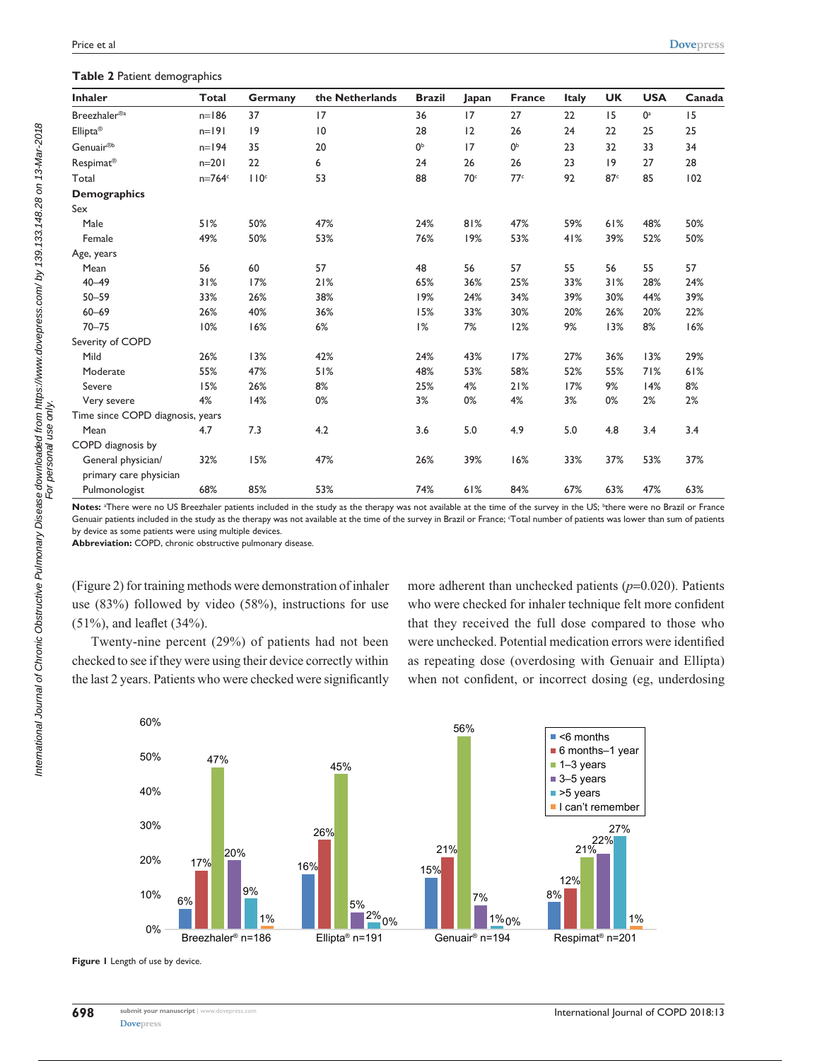**Table 2** Patient demographics

| Inhaler | Total | Germany | the Netherlands | Brazil | Japan | France | Italy | UK | USA | Canada |
|---|---|---|---|---|---|---|---|---|---|---|
| Breezhaler®[a] | n=186 | 37 | 17 | 36 | 17 | 27 | 22 | 15 | 0[a] | 15 |
| Ellipta® | n=191 | 19 | 10 | 28 | 12 | 26 | 24 | 22 | 25 | 25 |
| Genuair®[b] | n=194 | 35 | 20 | 0[b] | 17 | 0[b] | 23 | 32 | 33 | 34 |
| Respimat® | n=201 | 22 | 6 | 24 | 26 | 26 | 23 | 19 | 27 | 28 |
| Total | n=764[c] | 110[c] | 53 | 88 | 70[c] | 77[c] | 92 | 87[c] | 85 | 102 |
| **Demographics** | | | | | | | | | | |
| Sex | | | | | | | | | | |
| Male | 51% | 50% | 47% | 24% | 81% | 47% | 59% | 61% | 48% | 50% |
| Female | 49% | 50% | 53% | 76% | 19% | 53% | 41% | 39% | 52% | 50% |
| Age, years | | | | | | | | | | |
| Mean | 56 | 60 | 57 | 48 | 56 | 57 | 55 | 56 | 55 | 57 |
| 40–49 | 31% | 17% | 21% | 65% | 36% | 25% | 33% | 31% | 28% | 24% |
| 50–59 | 33% | 26% | 38% | 19% | 24% | 34% | 39% | 30% | 44% | 39% |
| 60–69 | 26% | 40% | 36% | 15% | 33% | 30% | 20% | 26% | 20% | 22% |
| 70–75 | 10% | 16% | 6% | 1% | 7% | 12% | 9% | 13% | 8% | 16% |
| Severity of COPD | | | | | | | | | | |
| Mild | 26% | 13% | 42% | 24% | 43% | 17% | 27% | 36% | 13% | 29% |
| Moderate | 55% | 47% | 51% | 48% | 53% | 58% | 52% | 55% | 71% | 61% |
| Severe | 15% | 26% | 8% | 25% | 4% | 21% | 17% | 9% | 14% | 8% |
| Very severe | 4% | 14% | 0% | 3% | 0% | 4% | 3% | 0% | 2% | 2% |
| Time since COPD diagnosis, years | | | | | | | | | | |
| Mean | 4.7 | 7.3 | 4.2 | 3.6 | 5.0 | 4.9 | 5.0 | 4.8 | 3.4 | 3.4 |
| COPD diagnosis by | | | | | | | | | | |
| General physician/primary care physician | 32% | 15% | 47% | 26% | 39% | 16% | 33% | 37% | 53% | 37% |
| Pulmonologist | 68% | 85% | 53% | 74% | 61% | 84% | 67% | 63% | 47% | 63% |

**Notes:** [a]There were no US Breezhaler patients included in the study as the therapy was not available at the time of the survey in the US; [b]there were no Brazil or France Genuair patients included in the study as the therapy was not available at the time of the survey in Brazil or France; [c]Total number of patients was lower than sum of patients by device as some patients were using multiple devices.

**Abbreviation:** COPD, chronic obstructive pulmonary disease.

(Figure 2) for training methods were demonstration of inhaler use (83%) followed by video (58%), instructions for use (51%), and leaflet (34%).

Twenty-nine percent (29%) of patients had not been checked to see if they were using their device correctly within the last 2 years. Patients who were checked were significantly more adherent than unchecked patients ($p=0.020$). Patients who were checked for inhaler technique felt more confident that they received the full dose compared to those who were unchecked. Potential medication errors were identified as repeating dose (overdosing with Genuair and Ellipta) when not confident, or incorrect dosing (eg, underdosing

| | <6 months | 6 months–1 year | 1–3 years | 3–5 years | >5 years | I can't remember |
|---|---|---|---|---|---|---|
| Breezhaler® n=186 | 6% | 17% | 47% | 20% | 9% | 1% |
| Ellipta® n=191 | 16% | 26% | 45% | 5% | 2% | 0% |
| Genuair® n=194 | 15% | 21% | 56% | 7% | 1% | 0% |
| Respimat® n=201 | 8% | 12% | 21% | 22% | 27% | 1% |

**Figure 1** Length of use by device.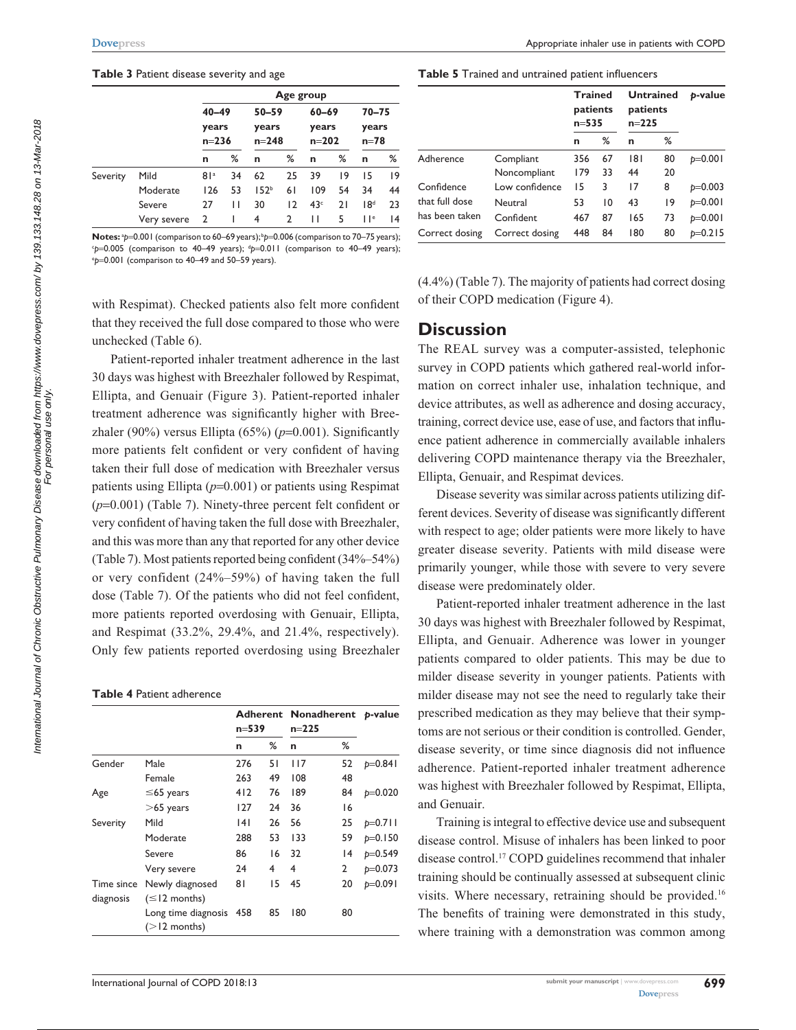**Table 3** Patient disease severity and age

| | | Age group | | | | | | | |
|---|---|---|---|---|---|---|---|---|---|
| | | 40–49 years n=236 | | 50–59 years n=248 | | 60–69 years n=202 | | 70–75 years n=78 | |
| | | n | % | n | % | n | % | n | % |
| Severity | Mild | 81[a] | 34 | 62 | 25 | 39 | 19 | 15 | 19 |
| | Moderate | 126 | 53 | 152[b] | 61 | 109 | 54 | 34 | 44 |
| | Severe | 27 | 11 | 30 | 12 | 43[c] | 21 | 18[d] | 23 |
| | Very severe | 2 | 1 | 4 | 2 | 11 | 5 | 11[e] | 14 |

**Notes:** [a]$p$=0.001 (comparison to 60–69 years); [b]$p$=0.006 (comparison to 70–75 years); [c]$p$=0.005 (comparison to 40–49 years); [d]$p$=0.011 (comparison to 40–49 years); [e]$p$=0.001 (comparison to 40–49 and 50–59 years).

with Respimat). Checked patients also felt more confident that they received the full dose compared to those who were unchecked (Table 6).

Patient-reported inhaler treatment adherence in the last 30 days was highest with Breezhaler followed by Respimat, Ellipta, and Genuair (Figure 3). Patient-reported inhaler treatment adherence was significantly higher with Breezhaler (90%) versus Ellipta (65%) ($p$=0.001). Significantly more patients felt confident or very confident of having taken their full dose of medication with Breezhaler versus patients using Ellipta ($p$=0.001) or patients using Respimat ($p$=0.001) (Table 7). Ninety-three percent felt confident or very confident of having taken the full dose with Breezhaler, and this was more than any that reported for any other device (Table 7). Most patients reported being confident (34%–54%) or very confident (24%–59%) of having taken the full dose (Table 7). Of the patients who did not feel confident, more patients reported overdosing with Genuair, Ellipta, and Respimat (33.2%, 29.4%, and 21.4%, respectively). Only few patients reported overdosing using Breezhaler (4.4%) (Table 7). The majority of patients had correct dosing of their COPD medication (Figure 4).

**Table 4** Patient adherence

| | | Adherent n=539 | | Nonadherent n=225 | | $p$-value |
|---|---|---|---|---|---|---|
| | | n | % | n | % | |
| Gender | Male | 276 | 51 | 117 | 52 | $p$=0.841 |
| | Female | 263 | 49 | 108 | 48 | |
| Age | ≤65 years | 412 | 76 | 189 | 84 | $p$=0.020 |
| | >65 years | 127 | 24 | 36 | 16 | |
| Severity | Mild | 141 | 26 | 56 | 25 | $p$=0.711 |
| | Moderate | 288 | 53 | 133 | 59 | $p$=0.150 |
| | Severe | 86 | 16 | 32 | 14 | $p$=0.549 |
| | Very severe | 24 | 4 | 4 | 2 | $p$=0.073 |
| Time since diagnosis | Newly diagnosed (≤12 months) | 81 | 15 | 45 | 20 | $p$=0.091 |
| | Long time diagnosis (>12 months) | 458 | 85 | 180 | 80 | |

**Table 5** Trained and untrained patient influencers

| | | Trained patients n=535 | | Untrained patients n=225 | | $p$-value |
|---|---|---|---|---|---|---|
| | | n | % | n | % | |
| Adherence | Compliant | 356 | 67 | 181 | 80 | $p$=0.001 |
| | Noncompliant | 179 | 33 | 44 | 20 | |
| Confidence that full dose has been taken | Low confidence | 15 | 3 | 17 | 8 | $p$=0.003 |
| | Neutral | 53 | 10 | 43 | 19 | $p$=0.001 |
| | Confident | 467 | 87 | 165 | 73 | $p$=0.001 |
| Correct dosing | Correct dosing | 448 | 84 | 180 | 80 | $p$=0.215 |

## Discussion

The REAL survey was a computer-assisted, telephonic survey in COPD patients which gathered real-world information on correct inhaler use, inhalation technique, and device attributes, as well as adherence and dosing accuracy, training, correct device use, ease of use, and factors that influence patient adherence in commercially available inhalers delivering COPD maintenance therapy via the Breezhaler, Ellipta, Genuair, and Respimat devices.

Disease severity was similar across patients utilizing different devices. Severity of disease was significantly different with respect to age; older patients were more likely to have greater disease severity. Patients with mild disease were primarily younger, while those with severe to very severe disease were predominately older.

Patient-reported inhaler treatment adherence in the last 30 days was highest with Breezhaler followed by Respimat, Ellipta, and Genuair. Adherence was lower in younger patients compared to older patients. This may be due to milder disease severity in younger patients. Patients with milder disease may not see the need to regularly take their prescribed medication as they may believe that their symptoms are not serious or their condition is controlled. Gender, disease severity, or time since diagnosis did not influence adherence. Patient-reported inhaler treatment adherence was highest with Breezhaler followed by Respimat, Ellipta, and Genuair.

Training is integral to effective device use and subsequent disease control. Misuse of inhalers has been linked to poor disease control.[17] COPD guidelines recommend that inhaler training should be continually assessed at subsequent clinic visits. Where necessary, retraining should be provided.[16] The benefits of training were demonstrated in this study, where training with a demonstration was common among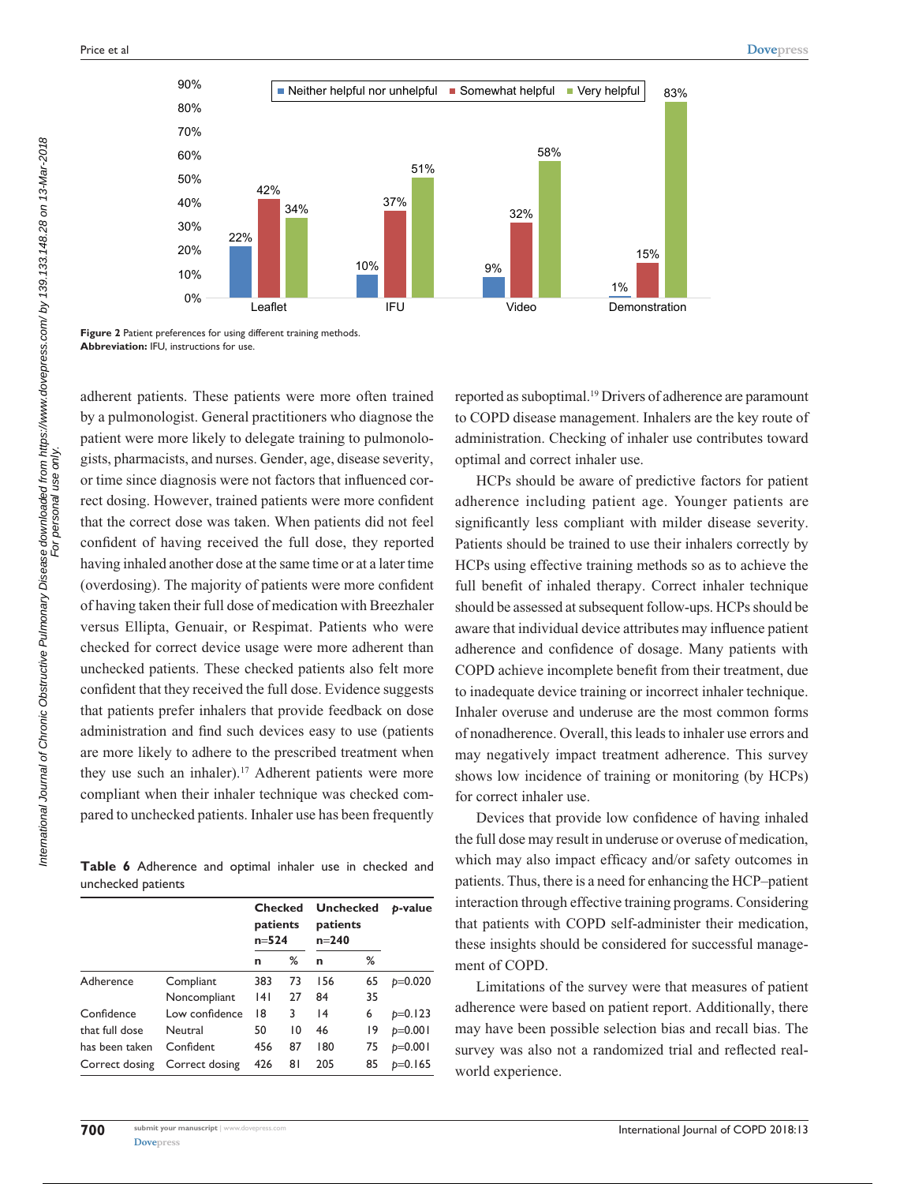Figure 2 Patient preferences for using different training methods.
**Abbreviation:** IFU, instructions for use.

adherent patients. These patients were more often trained by a pulmonologist. General practitioners who diagnose the patient were more likely to delegate training to pulmonologists, pharmacists, and nurses. Gender, age, disease severity, or time since diagnosis were not factors that influenced correct dosing. However, trained patients were more confident that the correct dose was taken. When patients did not feel confident of having received the full dose, they reported having inhaled another dose at the same time or at a later time (overdosing). The majority of patients were more confident of having taken their full dose of medication with Breezhaler versus Ellipta, Genuair, or Respimat. Patients who were checked for correct device usage were more adherent than unchecked patients. These checked patients also felt more confident that they received the full dose. Evidence suggests that patients prefer inhalers that provide feedback on dose administration and find such devices easy to use (patients are more likely to adhere to the prescribed treatment when they use such an inhaler).[17] Adherent patients were more compliant when their inhaler technique was checked compared to unchecked patients. Inhaler use has been frequently reported as suboptimal.[19] Drivers of adherence are paramount to COPD disease management. Inhalers are the key route of administration. Checking of inhaler use contributes toward optimal and correct inhaler use.

**Table 6** Adherence and optimal inhaler use in checked and unchecked patients

| | | Checked patients n=524 | | Unchecked patients n=240 | | *p*-value |
|---|---|---|---|---|---|---|
| | | n | % | n | % | |
| Adherence | Compliant | 383 | 73 | 156 | 65 | *p*=0.020 |
| | Noncompliant | 141 | 27 | 84 | 35 | |
| Confidence that full dose has been taken | Low confidence | 18 | 3 | 14 | 6 | *p*=0.123 |
| | Neutral | 50 | 10 | 46 | 19 | *p*=0.001 |
| | Confident | 456 | 87 | 180 | 75 | *p*=0.001 |
| Correct dosing | Correct dosing | 426 | 81 | 205 | 85 | *p*=0.165 |

HCPs should be aware of predictive factors for patient adherence including patient age. Younger patients are significantly less compliant with milder disease severity. Patients should be trained to use their inhalers correctly by HCPs using effective training methods so as to achieve the full benefit of inhaled therapy. Correct inhaler technique should be assessed at subsequent follow-ups. HCPs should be aware that individual device attributes may influence patient adherence and confidence of dosage. Many patients with COPD achieve incomplete benefit from their treatment, due to inadequate device training or incorrect inhaler technique. Inhaler overuse and underuse are the most common forms of nonadherence. Overall, this leads to inhaler use errors and may negatively impact treatment adherence. This survey shows low incidence of training or monitoring (by HCPs) for correct inhaler use.

Devices that provide low confidence of having inhaled the full dose may result in underuse or overuse of medication, which may also impact efficacy and/or safety outcomes in patients. Thus, there is a need for enhancing the HCP–patient interaction through effective training programs. Considering that patients with COPD self-administer their medication, these insights should be considered for successful management of COPD.

Limitations of the survey were that measures of patient adherence were based on patient report. Additionally, there may have been possible selection bias and recall bias. The survey was also not a randomized trial and reflected real-world experience.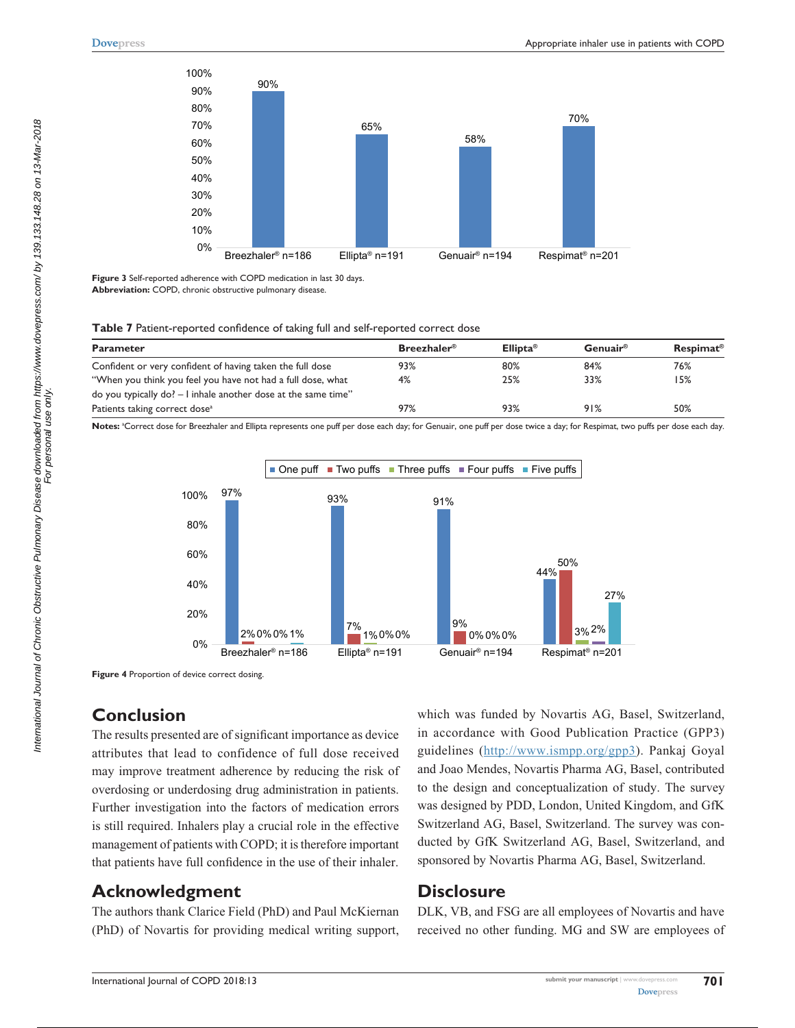Figure 3 Self-reported adherence with COPD medication in last 30 days.
**Abbreviation:** COPD, chronic obstructive pulmonary disease.

**Table 7** Patient-reported confidence of taking full and self-reported correct dose

| Parameter | Breezhaler® | Ellipta® | Genuair® | Respimat® |
|---|---|---|---|---|
| Confident or very confident of having taken the full dose | 93% | 80% | 84% | 76% |
| "When you think you feel you have not had a full dose, what do you typically do? – I inhale another dose at the same time" | 4% | 25% | 33% | 15% |
| Patients taking correct dose[a] | 97% | 93% | 91% | 50% |

**Notes:** [a]Correct dose for Breezhaler and Ellipta represents one puff per dose each day; for Genuair, one puff per dose twice a day; for Respimat, two puffs per dose each day.

**Figure 4** Proportion of device correct dosing.

## Conclusion

The results presented are of significant importance as device attributes that lead to confidence of full dose received may improve treatment adherence by reducing the risk of overdosing or underdosing drug administration in patients. Further investigation into the factors of medication errors is still required. Inhalers play a crucial role in the effective management of patients with COPD; it is therefore important that patients have full confidence in the use of their inhaler.

## Acknowledgment

The authors thank Clarice Field (PhD) and Paul McKiernan (PhD) of Novartis for providing medical writing support, which was funded by Novartis AG, Basel, Switzerland, in accordance with Good Publication Practice (GPP3) guidelines (http://www.ismpp.org/gpp3). Pankaj Goyal and Joao Mendes, Novartis Pharma AG, Basel, contributed to the design and conceptualization of study. The survey was designed by PDD, London, United Kingdom, and GfK Switzerland AG, Basel, Switzerland. The survey was conducted by GfK Switzerland AG, Basel, Switzerland, and sponsored by Novartis Pharma AG, Basel, Switzerland.

## Disclosure

DLK, VB, and FSG are all employees of Novartis and have received no other funding. MG and SW are employees of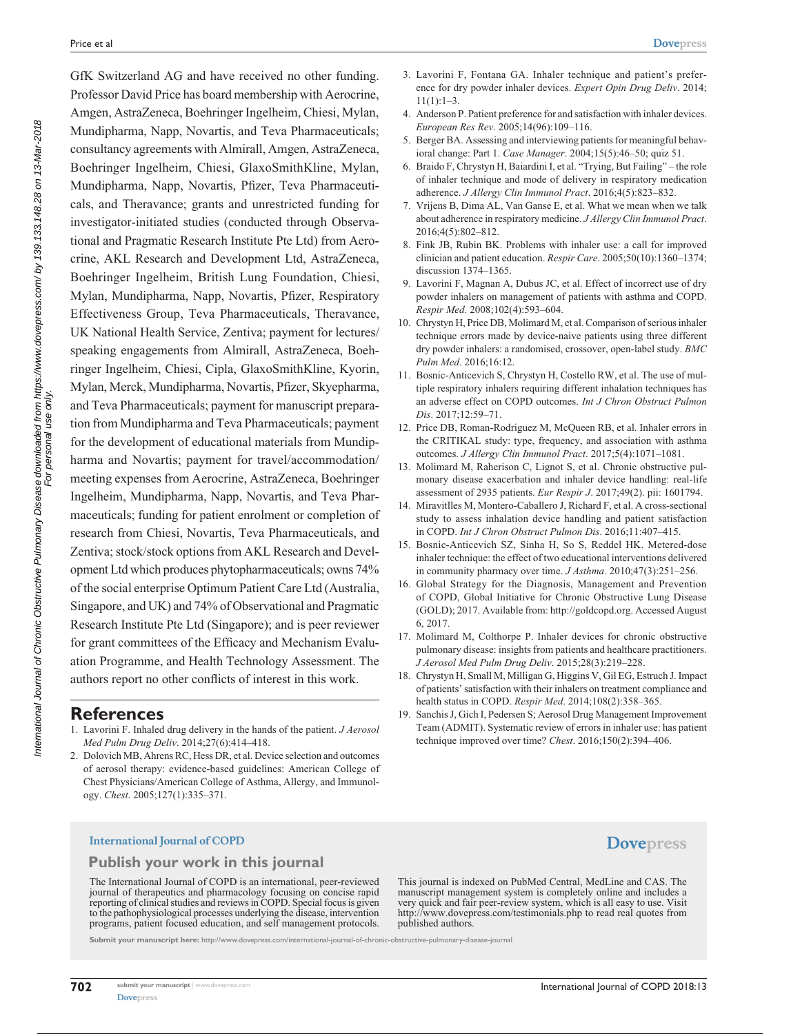GfK Switzerland AG and have received no other funding. Professor David Price has board membership with Aerocrine, Amgen, AstraZeneca, Boehringer Ingelheim, Chiesi, Mylan, Mundipharma, Napp, Novartis, and Teva Pharmaceuticals; consultancy agreements with Almirall, Amgen, AstraZeneca, Boehringer Ingelheim, Chiesi, GlaxoSmithKline, Mylan, Mundipharma, Napp, Novartis, Pfizer, Teva Pharmaceuticals, and Theravance; grants and unrestricted funding for investigator-initiated studies (conducted through Observational and Pragmatic Research Institute Pte Ltd) from Aerocrine, AKL Research and Development Ltd, AstraZeneca, Boehringer Ingelheim, British Lung Foundation, Chiesi, Mylan, Mundipharma, Napp, Novartis, Pfizer, Respiratory Effectiveness Group, Teva Pharmaceuticals, Theravance, UK National Health Service, Zentiva; payment for lectures/speaking engagements from Almirall, AstraZeneca, Boehringer Ingelheim, Chiesi, Cipla, GlaxoSmithKline, Kyorin, Mylan, Merck, Mundipharma, Novartis, Pfizer, Skyepharma, and Teva Pharmaceuticals; payment for manuscript preparation from Mundipharma and Teva Pharmaceuticals; payment for the development of educational materials from Mundipharma and Novartis; payment for travel/accommodation/meeting expenses from Aerocrine, AstraZeneca, Boehringer Ingelheim, Mundipharma, Napp, Novartis, and Teva Pharmaceuticals; funding for patient enrolment or completion of research from Chiesi, Novartis, Teva Pharmaceuticals, and Zentiva; stock/stock options from AKL Research and Development Ltd which produces phytopharmaceuticals; owns 74% of the social enterprise Optimum Patient Care Ltd (Australia, Singapore, and UK) and 74% of Observational and Pragmatic Research Institute Pte Ltd (Singapore); and is peer reviewer for grant committees of the Efficacy and Mechanism Evaluation Programme, and Health Technology Assessment. The authors report no other conflicts of interest in this work.

## References

1. Lavorini F. Inhaled drug delivery in the hands of the patient. *J Aerosol Med Pulm Drug Deliv*. 2014;27(6):414–418.
2. Dolovich MB, Ahrens RC, Hess DR, et al. Device selection and outcomes of aerosol therapy: evidence-based guidelines: American College of Chest Physicians/American College of Asthma, Allergy, and Immunology. *Chest*. 2005;127(1):335–371.
3. Lavorini F, Fontana GA. Inhaler technique and patient's preference for dry powder inhaler devices. *Expert Opin Drug Deliv*. 2014;11(1):1–3.
4. Anderson P. Patient preference for and satisfaction with inhaler devices. *European Res Rev*. 2005;14(96):109–116.
5. Berger BA. Assessing and interviewing patients for meaningful behavioral change: Part 1. *Case Manager*. 2004;15(5):46–50; quiz 51.
6. Braido F, Chrystyn H, Baiardini I, et al. "Trying, But Failing" – the role of inhaler technique and mode of delivery in respiratory medication adherence. *J Allergy Clin Immunol Pract*. 2016;4(5):823–832.
7. Vrijens B, Dima AL, Van Ganse E, et al. What we mean when we talk about adherence in respiratory medicine. *J Allergy Clin Immunol Pract*. 2016;4(5):802–812.
8. Fink JB, Rubin BK. Problems with inhaler use: a call for improved clinician and patient education. *Respir Care*. 2005;50(10):1360–1374; discussion 1374–1365.
9. Lavorini F, Magnan A, Dubus JC, et al. Effect of incorrect use of dry powder inhalers on management of patients with asthma and COPD. *Respir Med*. 2008;102(4):593–604.
10. Chrystyn H, Price DB, Molimard M, et al. Comparison of serious inhaler technique errors made by device-naive patients using three different dry powder inhalers: a randomised, crossover, open-label study. *BMC Pulm Med*. 2016;16:12.
11. Bosnic-Anticevich S, Chrystyn H, Costello RW, et al. The use of multiple respiratory inhalers requiring different inhalation techniques has an adverse effect on COPD outcomes. *Int J Chron Obstruct Pulmon Dis*. 2017;12:59–71.
12. Price DB, Roman-Rodriguez M, McQueen RB, et al. Inhaler errors in the CRITIKAL study: type, frequency, and association with asthma outcomes. *J Allergy Clin Immunol Pract*. 2017;5(4):1071–1081.
13. Molimard M, Raherison C, Lignot S, et al. Chronic obstructive pulmonary disease exacerbation and inhaler device handling: real-life assessment of 2935 patients. *Eur Respir J*. 2017;49(2). pii: 1601794.
14. Miravitlles M, Montero-Caballero J, Richard F, et al. A cross-sectional study to assess inhalation device handling and patient satisfaction in COPD. *Int J Chron Obstruct Pulmon Dis*. 2016;11:407–415.
15. Bosnic-Anticevich SZ, Sinha H, So S, Reddel HK. Metered-dose inhaler technique: the effect of two educational interventions delivered in community pharmacy over time. *J Asthma*. 2010;47(3):251–256.
16. Global Strategy for the Diagnosis, Management and Prevention of COPD, Global Initiative for Chronic Obstructive Lung Disease (GOLD); 2017. Available from: http://goldcopd.org. Accessed August 6, 2017.
17. Molimard M, Colthorpe P. Inhaler devices for chronic obstructive pulmonary disease: insights from patients and healthcare practitioners. *J Aerosol Med Pulm Drug Deliv*. 2015;28(3):219–228.
18. Chrystyn H, Small M, Milligan G, Higgins V, Gil EG, Estruch J. Impact of patients' satisfaction with their inhalers on treatment compliance and health status in COPD. *Respir Med*. 2014;108(2):358–365.
19. Sanchis J, Gich I, Pedersen S; Aerosol Drug Management Improvement Team (ADMIT). Systematic review of errors in inhaler use: has patient technique improved over time? *Chest*. 2016;150(2):394–406.

**International Journal of COPD**

**Publish your work in this journal**

The International Journal of COPD is an international, peer-reviewed journal of therapeutics and pharmacology focusing on concise rapid reporting of clinical studies and reviews in COPD. Special focus is given to the pathophysiological processes underlying the disease, intervention programs, patient focused education, and self management protocols. This journal is indexed on PubMed Central, MedLine and CAS. The manuscript management system is completely online and includes a very quick and fair peer-review system, which is all easy to use. Visit http://www.dovepress.com/testimonials.php to read real quotes from published authors.

**Submit your manuscript here:** http://www.dovepress.com/international-journal-of-chronic-obstructive-pulmonary-disease-journal